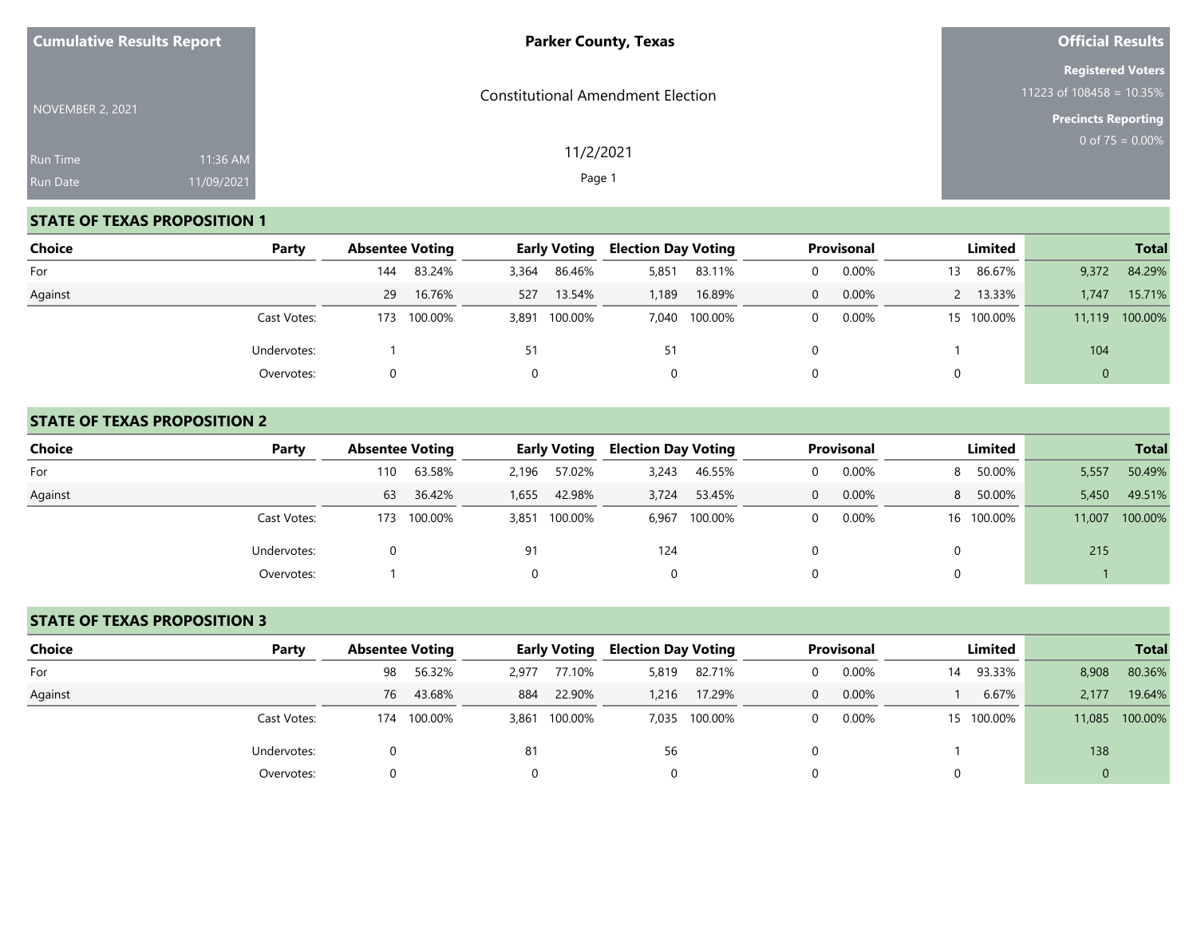**Cumulative Results Report**

NOVEMBER 2, 2021

Run Time 11:36 AM

Run Date 11/09/2021

**Parker County, Texas**

Constitutional Amendment Election

11/2/2021

**Official Results**

**Registered Voters**

11223 of 108458 = 10.35%

**Precincts Reporting**

0 of 75 = 0.00%

## STATE OF TEXAS PROPOSITION 1

| Choice | Party | Absentee Voting | | Early Voting | | Election Day Voting | | Provisional | | Limited | | Total | |
|---|---|---|---|---|---|---|---|---|---|---|---|---|---|
| For | | 144 | 83.24% | 3,364 | 86.46% | 5,851 | 83.11% | 0 | 0.00% | 13 | 86.67% | 9,372 | 84.29% |
| Against | | 29 | 16.76% | 527 | 13.54% | 1,189 | 16.89% | 0 | 0.00% | 2 | 13.33% | 1,747 | 15.71% |
| | Cast Votes: | 173 | 100.00% | 3,891 | 100.00% | 7,040 | 100.00% | 0 | 0.00% | 15 | 100.00% | 11,119 | 100.00% |
| | Undervotes: | 1 | | 51 | | 51 | | 0 | | 1 | | 104 | |
| | Overvotes: | 0 | | 0 | | 0 | | 0 | | 0 | | 0 | |

## STATE OF TEXAS PROPOSITION 2

| Choice | Party | Absentee Voting | | Early Voting | | Election Day Voting | | Provisional | | Limited | | Total | |
|---|---|---|---|---|---|---|---|---|---|---|---|---|---|
| For | | 110 | 63.58% | 2,196 | 57.02% | 3,243 | 46.55% | 0 | 0.00% | 8 | 50.00% | 5,557 | 50.49% |
| Against | | 63 | 36.42% | 1,655 | 42.98% | 3,724 | 53.45% | 0 | 0.00% | 8 | 50.00% | 5,450 | 49.51% |
| | Cast Votes: | 173 | 100.00% | 3,851 | 100.00% | 6,967 | 100.00% | 0 | 0.00% | 16 | 100.00% | 11,007 | 100.00% |
| | Undervotes: | 0 | | 91 | | 124 | | 0 | | 0 | | 215 | |
| | Overvotes: | 1 | | 0 | | 0 | | 0 | | 0 | | 1 | |

## STATE OF TEXAS PROPOSITION 3

| Choice | Party | Absentee Voting | | Early Voting | | Election Day Voting | | Provisional | | Limited | | Total | |
|---|---|---|---|---|---|---|---|---|---|---|---|---|---|
| For | | 98 | 56.32% | 2,977 | 77.10% | 5,819 | 82.71% | 0 | 0.00% | 14 | 93.33% | 8,908 | 80.36% |
| Against | | 76 | 43.68% | 884 | 22.90% | 1,216 | 17.29% | 0 | 0.00% | 1 | 6.67% | 2,177 | 19.64% |
| | Cast Votes: | 174 | 100.00% | 3,861 | 100.00% | 7,035 | 100.00% | 0 | 0.00% | 15 | 100.00% | 11,085 | 100.00% |
| | Undervotes: | 0 | | 81 | | 56 | | 0 | | 1 | | 138 | |
| | Overvotes: | 0 | | 0 | | 0 | | 0 | | 0 | | 0 | |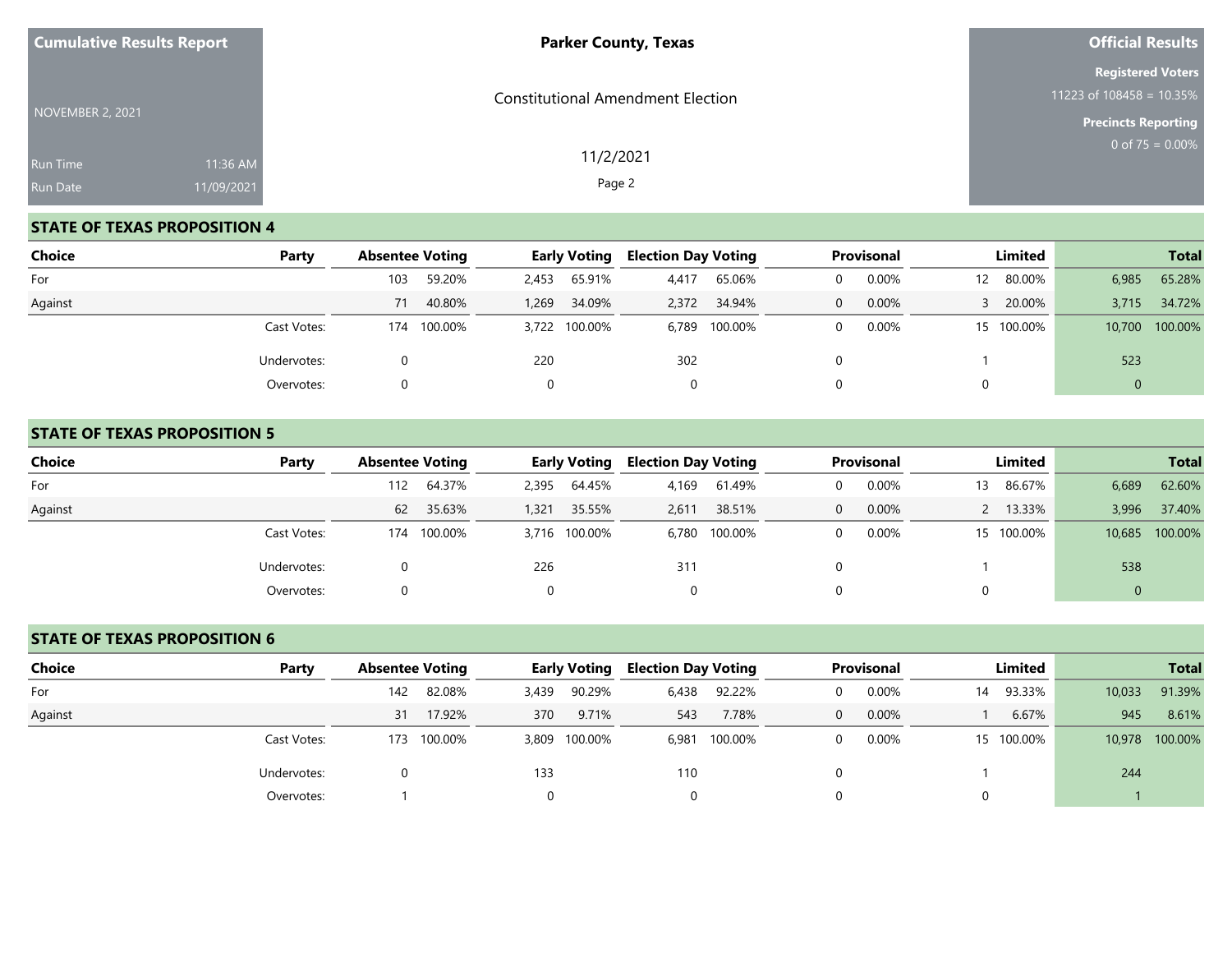Cumulative Results Report

NOVEMBER 2, 2021

Run Time 11:36 AM
Run Date 11/09/2021

**Parker County, Texas**

Constitutional Amendment Election

11/2/2021

**Official Results**

**Registered Voters**
11223 of 108458 = 10.35%

**Precincts Reporting**
0 of 75 = 0.00%

## STATE OF TEXAS PROPOSITION 4

| Choice | Party | Absentee Voting | | Early Voting | | Election Day Voting | | Provisional | | Limited | | Total | |
|---|---|---|---|---|---|---|---|---|---|---|---|---|---|
| For | | 103 | 59.20% | 2,453 | 65.91% | 4,417 | 65.06% | 0 | 0.00% | 12 | 80.00% | 6,985 | 65.28% |
| Against | | 71 | 40.80% | 1,269 | 34.09% | 2,372 | 34.94% | 0 | 0.00% | 3 | 20.00% | 3,715 | 34.72% |
| | Cast Votes: | 174 | 100.00% | 3,722 | 100.00% | 6,789 | 100.00% | 0 | 0.00% | 15 | 100.00% | 10,700 | 100.00% |
| | Undervotes: | 0 | | 220 | | 302 | | 0 | | 1 | | 523 | |
| | Overvotes: | 0 | | 0 | | 0 | | 0 | | 0 | | 0 | |

## STATE OF TEXAS PROPOSITION 5

| Choice | Party | Absentee Voting | | Early Voting | | Election Day Voting | | Provisional | | Limited | | Total | |
|---|---|---|---|---|---|---|---|---|---|---|---|---|---|
| For | | 112 | 64.37% | 2,395 | 64.45% | 4,169 | 61.49% | 0 | 0.00% | 13 | 86.67% | 6,689 | 62.60% |
| Against | | 62 | 35.63% | 1,321 | 35.55% | 2,611 | 38.51% | 0 | 0.00% | 2 | 13.33% | 3,996 | 37.40% |
| | Cast Votes: | 174 | 100.00% | 3,716 | 100.00% | 6,780 | 100.00% | 0 | 0.00% | 15 | 100.00% | 10,685 | 100.00% |
| | Undervotes: | 0 | | 226 | | 311 | | 0 | | 1 | | 538 | |
| | Overvotes: | 0 | | 0 | | 0 | | 0 | | 0 | | 0 | |

## STATE OF TEXAS PROPOSITION 6

| Choice | Party | Absentee Voting | | Early Voting | | Election Day Voting | | Provisional | | Limited | | Total | |
|---|---|---|---|---|---|---|---|---|---|---|---|---|---|
| For | | 142 | 82.08% | 3,439 | 90.29% | 6,438 | 92.22% | 0 | 0.00% | 14 | 93.33% | 10,033 | 91.39% |
| Against | | 31 | 17.92% | 370 | 9.71% | 543 | 7.78% | 0 | 0.00% | 1 | 6.67% | 945 | 8.61% |
| | Cast Votes: | 173 | 100.00% | 3,809 | 100.00% | 6,981 | 100.00% | 0 | 0.00% | 15 | 100.00% | 10,978 | 100.00% |
| | Undervotes: | 0 | | 133 | | 110 | | 0 | | 1 | | 244 | |
| | Overvotes: | 1 | | 0 | | 0 | | 0 | | 0 | | 1 | |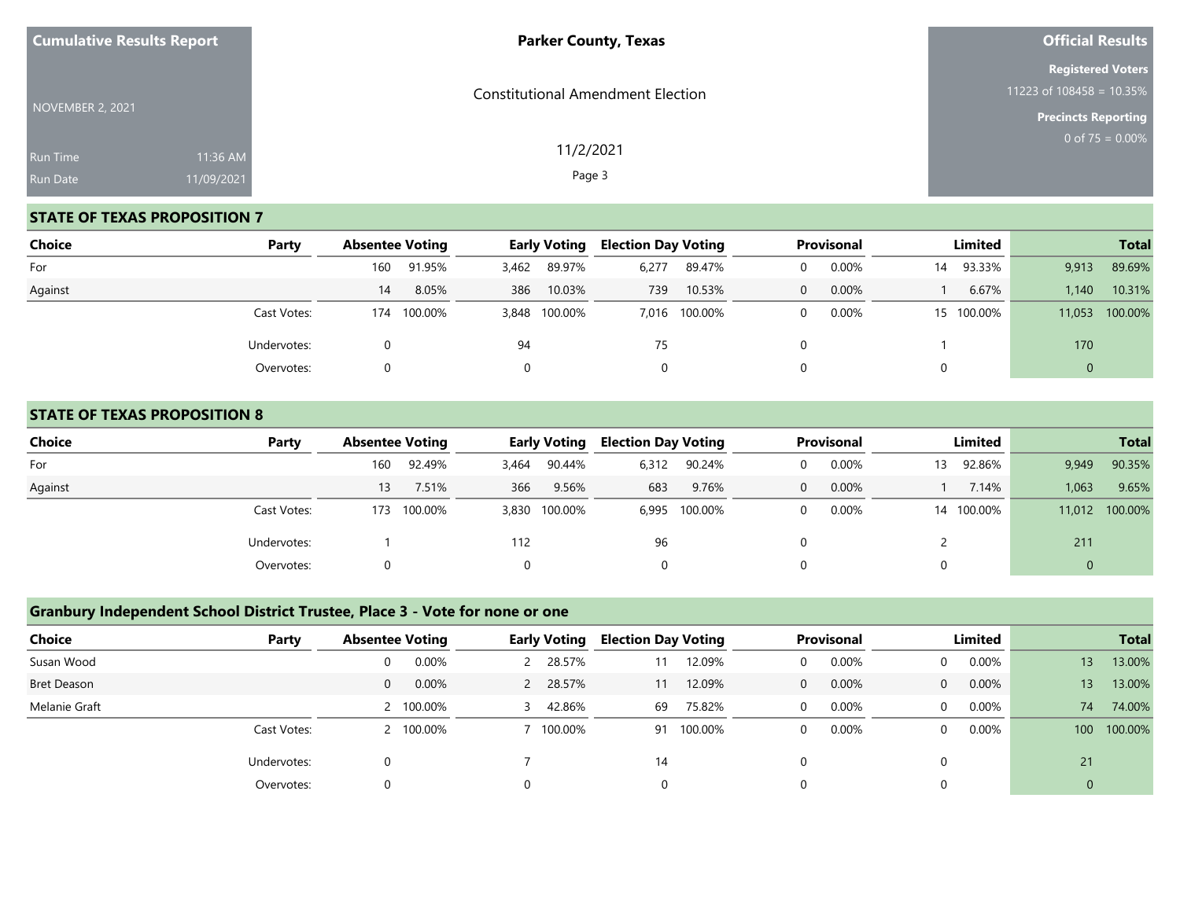**Cumulative Results Report**

NOVEMBER 2, 2021

Run Time 11:36 AM
Run Date 11/09/2021

**Parker County, Texas**

Constitutional Amendment Election

11/2/2021

**Official Results**

**Registered Voters**
11223 of 108458 = 10.35%

**Precincts Reporting**
0 of 75 = 0.00%

## STATE OF TEXAS PROPOSITION 7

| Choice | Party | Absentee Voting | | Early Voting | | Election Day Voting | | Provisional | | Limited | | Total | |
|---|---|---|---|---|---|---|---|---|---|---|---|---|---|
| For | | 160 | 91.95% | 3,462 | 89.97% | 6,277 | 89.47% | 0 | 0.00% | 14 | 93.33% | 9,913 | 89.69% |
| Against | | 14 | 8.05% | 386 | 10.03% | 739 | 10.53% | 0 | 0.00% | 1 | 6.67% | 1,140 | 10.31% |
| | Cast Votes: | 174 | 100.00% | 3,848 | 100.00% | 7,016 | 100.00% | 0 | 0.00% | 15 | 100.00% | 11,053 | 100.00% |
| | Undervotes: | 0 | | 94 | | 75 | | 0 | | 1 | | 170 | |
| | Overvotes: | 0 | | 0 | | 0 | | 0 | | 0 | | 0 | |

## STATE OF TEXAS PROPOSITION 8

| Choice | Party | Absentee Voting | | Early Voting | | Election Day Voting | | Provisional | | Limited | | Total | |
|---|---|---|---|---|---|---|---|---|---|---|---|---|---|
| For | | 160 | 92.49% | 3,464 | 90.44% | 6,312 | 90.24% | 0 | 0.00% | 13 | 92.86% | 9,949 | 90.35% |
| Against | | 13 | 7.51% | 366 | 9.56% | 683 | 9.76% | 0 | 0.00% | 1 | 7.14% | 1,063 | 9.65% |
| | Cast Votes: | 173 | 100.00% | 3,830 | 100.00% | 6,995 | 100.00% | 0 | 0.00% | 14 | 100.00% | 11,012 | 100.00% |
| | Undervotes: | 1 | | 112 | | 96 | | 0 | | 2 | | 211 | |
| | Overvotes: | 0 | | 0 | | 0 | | 0 | | 0 | | 0 | |

## Granbury Independent School District Trustee, Place 3 - Vote for none or one

| Choice | Party | Absentee Voting | | Early Voting | | Election Day Voting | | Provisional | | Limited | | Total | |
|---|---|---|---|---|---|---|---|---|---|---|---|---|---|
| Susan Wood | | 0 | 0.00% | 2 | 28.57% | 11 | 12.09% | 0 | 0.00% | 0 | 0.00% | 13 | 13.00% |
| Bret Deason | | 0 | 0.00% | 2 | 28.57% | 11 | 12.09% | 0 | 0.00% | 0 | 0.00% | 13 | 13.00% |
| Melanie Graft | | 2 | 100.00% | 3 | 42.86% | 69 | 75.82% | 0 | 0.00% | 0 | 0.00% | 74 | 74.00% |
| | Cast Votes: | 2 | 100.00% | 7 | 100.00% | 91 | 100.00% | 0 | 0.00% | 0 | 0.00% | 100 | 100.00% |
| | Undervotes: | 0 | | 7 | | 14 | | 0 | | 0 | | 21 | |
| | Overvotes: | 0 | | 0 | | 0 | | 0 | | 0 | | 0 | |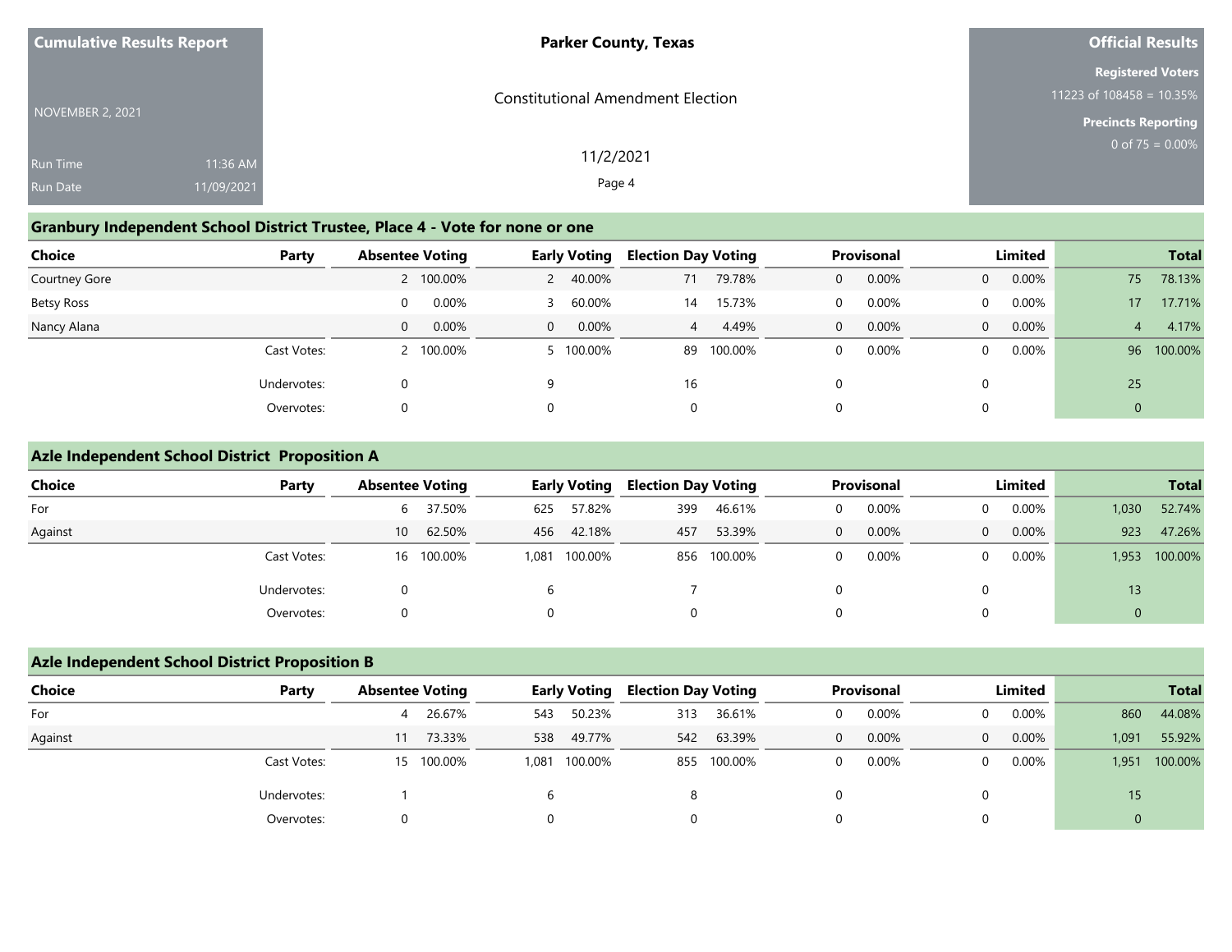Cumulative Results Report

NOVEMBER 2, 2021

Run Time 11:36 AM
Run Date 11/09/2021

**Parker County, Texas**

Constitutional Amendment Election

11/2/2021

**Official Results**

**Registered Voters**
11223 of 108458 = 10.35%

**Precincts Reporting**
0 of 75 = 0.00%

## Granbury Independent School District Trustee, Place 4 - Vote for none or one

| Choice | Party | Absentee Voting | | Early Voting | | Election Day Voting | | Provisional | | Limited | | Total | |
|---|---|---|---|---|---|---|---|---|---|---|---|---|---|
| Courtney Gore | | 2 | 100.00% | 2 | 40.00% | 71 | 79.78% | 0 | 0.00% | 0 | 0.00% | 75 | 78.13% |
| Betsy Ross | | 0 | 0.00% | 3 | 60.00% | 14 | 15.73% | 0 | 0.00% | 0 | 0.00% | 17 | 17.71% |
| Nancy Alana | | 0 | 0.00% | 0 | 0.00% | 4 | 4.49% | 0 | 0.00% | 0 | 0.00% | 4 | 4.17% |
| | Cast Votes: | 2 | 100.00% | 5 | 100.00% | 89 | 100.00% | 0 | 0.00% | 0 | 0.00% | 96 | 100.00% |
| | Undervotes: | 0 | | 9 | | 16 | | 0 | | 0 | | 25 | |
| | Overvotes: | 0 | | 0 | | 0 | | 0 | | 0 | | 0 | |

## Azle Independent School District Proposition A

| Choice | Party | Absentee Voting | | Early Voting | | Election Day Voting | | Provisional | | Limited | | Total | |
|---|---|---|---|---|---|---|---|---|---|---|---|---|---|
| For | | 6 | 37.50% | 625 | 57.82% | 399 | 46.61% | 0 | 0.00% | 0 | 0.00% | 1,030 | 52.74% |
| Against | | 10 | 62.50% | 456 | 42.18% | 457 | 53.39% | 0 | 0.00% | 0 | 0.00% | 923 | 47.26% |
| | Cast Votes: | 16 | 100.00% | 1,081 | 100.00% | 856 | 100.00% | 0 | 0.00% | 0 | 0.00% | 1,953 | 100.00% |
| | Undervotes: | 0 | | 6 | | 7 | | 0 | | 0 | | 13 | |
| | Overvotes: | 0 | | 0 | | 0 | | 0 | | 0 | | 0 | |

## Azle Independent School District Proposition B

| Choice | Party | Absentee Voting | | Early Voting | | Election Day Voting | | Provisional | | Limited | | Total | |
|---|---|---|---|---|---|---|---|---|---|---|---|---|---|
| For | | 4 | 26.67% | 543 | 50.23% | 313 | 36.61% | 0 | 0.00% | 0 | 0.00% | 860 | 44.08% |
| Against | | 11 | 73.33% | 538 | 49.77% | 542 | 63.39% | 0 | 0.00% | 0 | 0.00% | 1,091 | 55.92% |
| | Cast Votes: | 15 | 100.00% | 1,081 | 100.00% | 855 | 100.00% | 0 | 0.00% | 0 | 0.00% | 1,951 | 100.00% |
| | Undervotes: | 1 | | 6 | | 8 | | 0 | | 0 | | 15 | |
| | Overvotes: | 0 | | 0 | | 0 | | 0 | | 0 | | 0 | |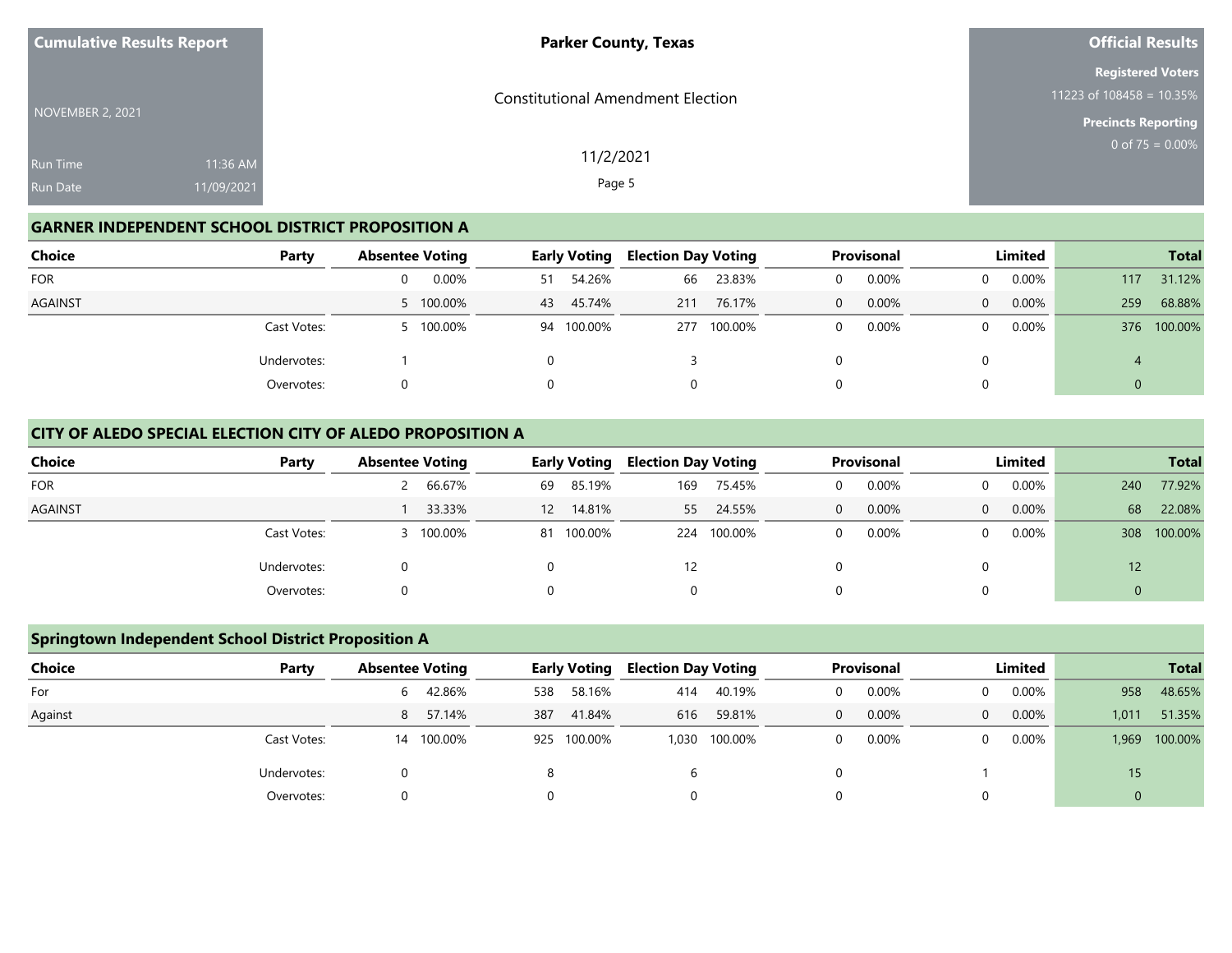## GARNER INDEPENDENT SCHOOL DISTRICT PROPOSITION A

| Choice | Party | Absentee Voting | | Early Voting | | Election Day Voting | | Provisional | | Limited | | Total | |
|---|---|---|---|---|---|---|---|---|---|---|---|---|---|
| FOR | | 0 | 0.00% | 51 | 54.26% | 66 | 23.83% | 0 | 0.00% | 0 | 0.00% | 117 | 31.12% |
| AGAINST | | 5 | 100.00% | 43 | 45.74% | 211 | 76.17% | 0 | 0.00% | 0 | 0.00% | 259 | 68.88% |
| | Cast Votes: | 5 | 100.00% | 94 | 100.00% | 277 | 100.00% | 0 | 0.00% | 0 | 0.00% | 376 | 100.00% |
| | Undervotes: | 1 | | 0 | | 3 | | 0 | | 0 | | 4 | |
| | Overvotes: | 0 | | 0 | | 0 | | 0 | | 0 | | 0 | |

## CITY OF ALEDO SPECIAL ELECTION CITY OF ALEDO PROPOSITION A

| Choice | Party | Absentee Voting | | Early Voting | | Election Day Voting | | Provisional | | Limited | | Total | |
|---|---|---|---|---|---|---|---|---|---|---|---|---|---|
| FOR | | 2 | 66.67% | 69 | 85.19% | 169 | 75.45% | 0 | 0.00% | 0 | 0.00% | 240 | 77.92% |
| AGAINST | | 1 | 33.33% | 12 | 14.81% | 55 | 24.55% | 0 | 0.00% | 0 | 0.00% | 68 | 22.08% |
| | Cast Votes: | 3 | 100.00% | 81 | 100.00% | 224 | 100.00% | 0 | 0.00% | 0 | 0.00% | 308 | 100.00% |
| | Undervotes: | 0 | | 0 | | 12 | | 0 | | 0 | | 12 | |
| | Overvotes: | 0 | | 0 | | 0 | | 0 | | 0 | | 0 | |

## Springtown Independent School District Proposition A

| Choice | Party | Absentee Voting | | Early Voting | | Election Day Voting | | Provisional | | Limited | | Total | |
|---|---|---|---|---|---|---|---|---|---|---|---|---|---|
| For | | 6 | 42.86% | 538 | 58.16% | 414 | 40.19% | 0 | 0.00% | 0 | 0.00% | 958 | 48.65% |
| Against | | 8 | 57.14% | 387 | 41.84% | 616 | 59.81% | 0 | 0.00% | 0 | 0.00% | 1,011 | 51.35% |
| | Cast Votes: | 14 | 100.00% | 925 | 100.00% | 1,030 | 100.00% | 0 | 0.00% | 0 | 0.00% | 1,969 | 100.00% |
| | Undervotes: | 0 | | 8 | | 6 | | 0 | | 1 | | 15 | |
| | Overvotes: | 0 | | 0 | | 0 | | 0 | | 0 | | 0 | |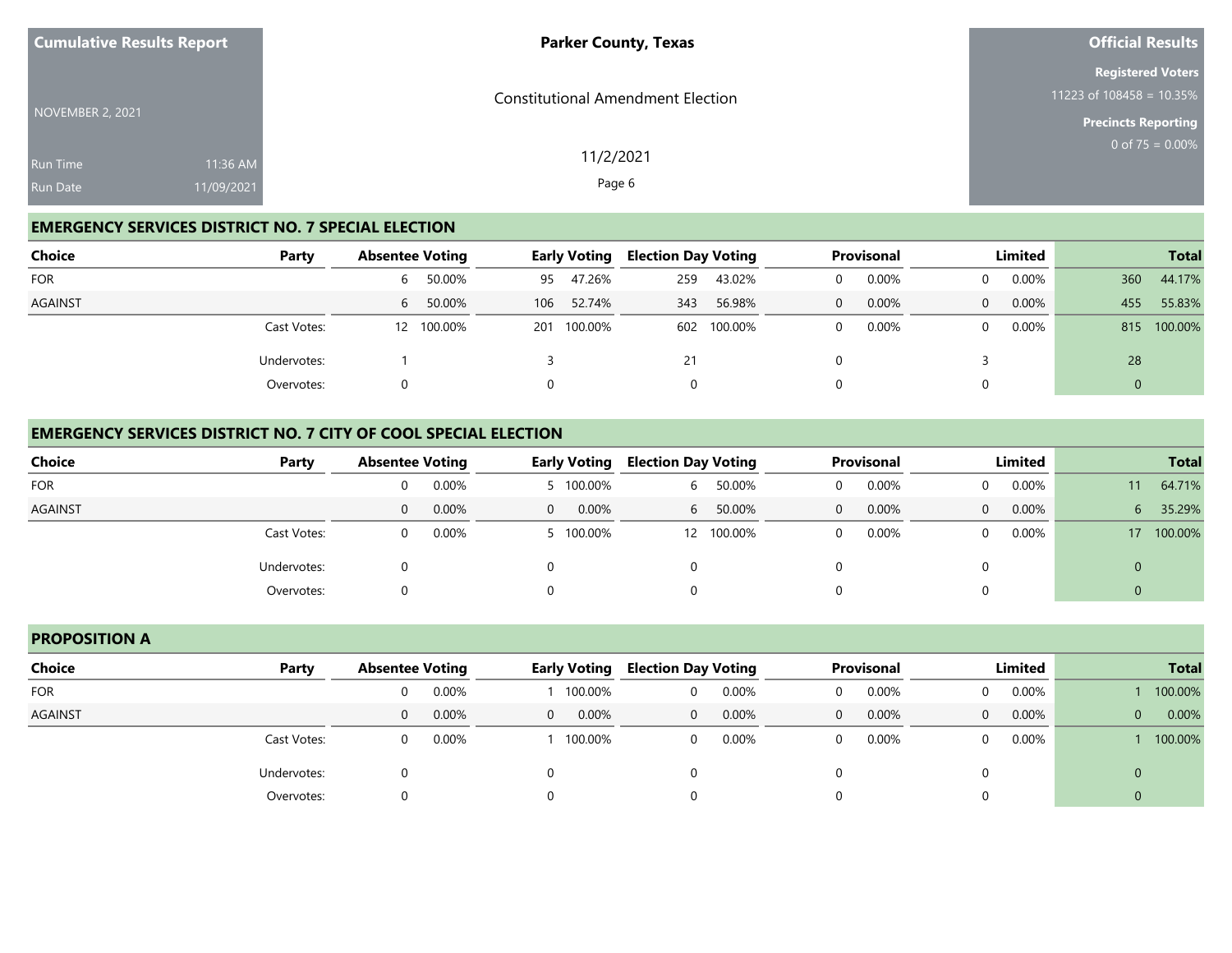**Cumulative Results Report**

NOVEMBER 2, 2021

Run Time 11:36 AM

Run Date 11/09/2021

**Parker County, Texas**

Constitutional Amendment Election

11/2/2021

**Official Results**

**Registered Voters**

11223 of 108458 = 10.35%

**Precincts Reporting**

0 of 75 = 0.00%

## EMERGENCY SERVICES DISTRICT NO. 7 SPECIAL ELECTION

| Choice | Party | Absentee Voting | | Early Voting | | Election Day Voting | | Provisional | | Limited | | Total | |
|---|---|---|---|---|---|---|---|---|---|---|---|---|---|
| FOR | | 6 | 50.00% | 95 | 47.26% | 259 | 43.02% | 0 | 0.00% | 0 | 0.00% | 360 | 44.17% |
| AGAINST | | 6 | 50.00% | 106 | 52.74% | 343 | 56.98% | 0 | 0.00% | 0 | 0.00% | 455 | 55.83% |
| | Cast Votes: | 12 | 100.00% | 201 | 100.00% | 602 | 100.00% | 0 | 0.00% | 0 | 0.00% | 815 | 100.00% |
| | Undervotes: | 1 | | 3 | | 21 | | 0 | | 3 | | 28 | |
| | Overvotes: | 0 | | 0 | | 0 | | 0 | | 0 | | 0 | |

## EMERGENCY SERVICES DISTRICT NO. 7 CITY OF COOL SPECIAL ELECTION

| Choice | Party | Absentee Voting | | Early Voting | | Election Day Voting | | Provisional | | Limited | | Total | |
|---|---|---|---|---|---|---|---|---|---|---|---|---|---|
| FOR | | 0 | 0.00% | 5 | 100.00% | 6 | 50.00% | 0 | 0.00% | 0 | 0.00% | 11 | 64.71% |
| AGAINST | | 0 | 0.00% | 0 | 0.00% | 6 | 50.00% | 0 | 0.00% | 0 | 0.00% | 6 | 35.29% |
| | Cast Votes: | 0 | 0.00% | 5 | 100.00% | 12 | 100.00% | 0 | 0.00% | 0 | 0.00% | 17 | 100.00% |
| | Undervotes: | 0 | | 0 | | 0 | | 0 | | 0 | | 0 | |
| | Overvotes: | 0 | | 0 | | 0 | | 0 | | 0 | | 0 | |

## PROPOSITION A

| Choice | Party | Absentee Voting | | Early Voting | | Election Day Voting | | Provisional | | Limited | | Total | |
|---|---|---|---|---|---|---|---|---|---|---|---|---|---|
| FOR | | 0 | 0.00% | 1 | 100.00% | 0 | 0.00% | 0 | 0.00% | 0 | 0.00% | 1 | 100.00% |
| AGAINST | | 0 | 0.00% | 0 | 0.00% | 0 | 0.00% | 0 | 0.00% | 0 | 0.00% | 0 | 0.00% |
| | Cast Votes: | 0 | 0.00% | 1 | 100.00% | 0 | 0.00% | 0 | 0.00% | 0 | 0.00% | 1 | 100.00% |
| | Undervotes: | 0 | | 0 | | 0 | | 0 | | 0 | | 0 | |
| | Overvotes: | 0 | | 0 | | 0 | | 0 | | 0 | | 0 | |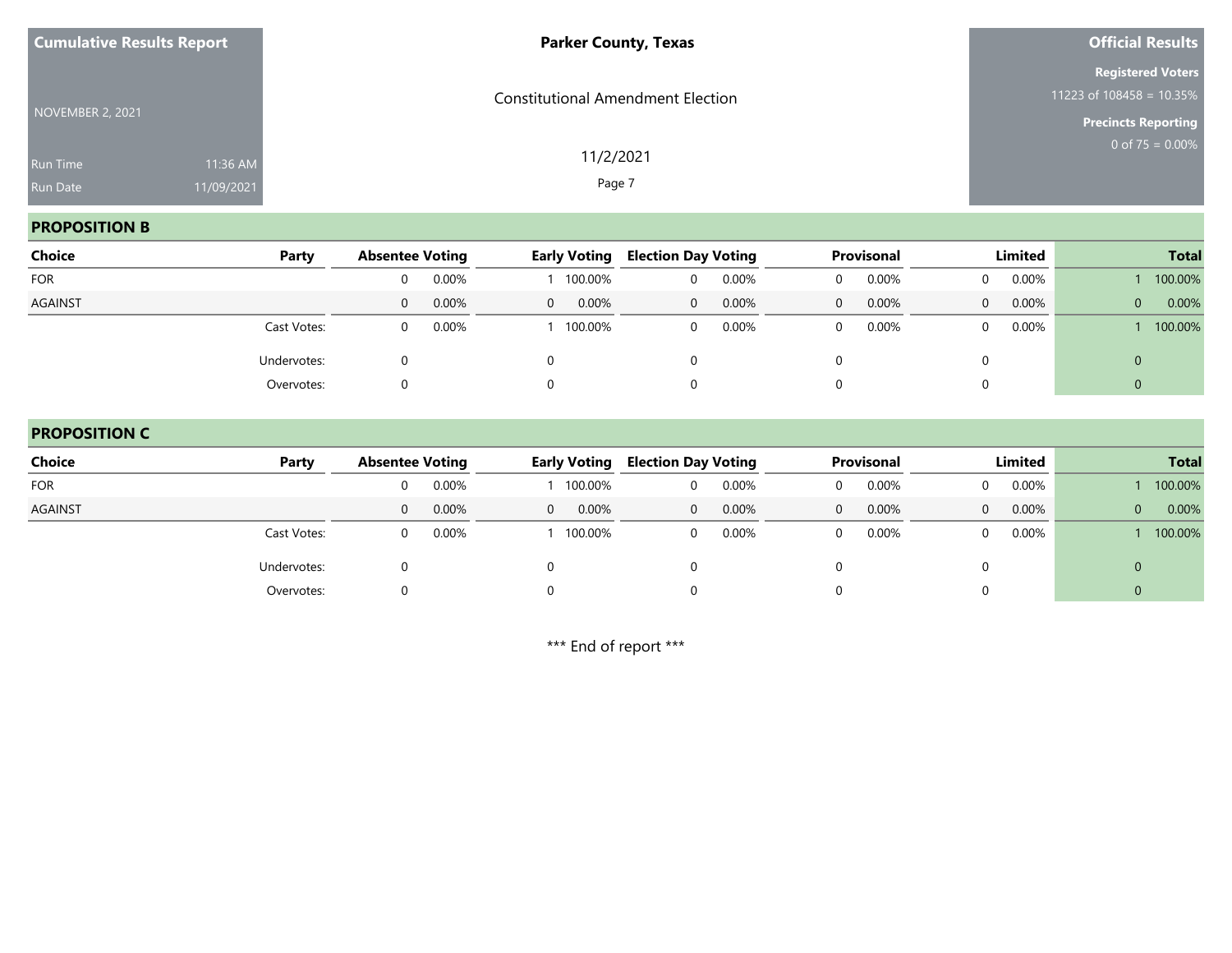**Cumulative Results Report**

NOVEMBER 2, 2021

Run Time 11:36 AM
Run Date 11/09/2021

**Parker County, Texas**

Constitutional Amendment Election

11/2/2021

**Official Results**

**Registered Voters**
11223 of 108458 = 10.35%

**Precincts Reporting**
0 of 75 = 0.00%

## PROPOSITION B

| Choice | Party | Absentee Voting | | Early Voting | | Election Day Voting | | Provisional | | Limited | | Total | |
|---|---|---|---|---|---|---|---|---|---|---|---|---|---|
| FOR | | 0 | 0.00% | 1 | 100.00% | 0 | 0.00% | 0 | 0.00% | 0 | 0.00% | 1 | 100.00% |
| AGAINST | | 0 | 0.00% | 0 | 0.00% | 0 | 0.00% | 0 | 0.00% | 0 | 0.00% | 0 | 0.00% |
| | Cast Votes: | 0 | 0.00% | 1 | 100.00% | 0 | 0.00% | 0 | 0.00% | 0 | 0.00% | 1 | 100.00% |
| | Undervotes: | 0 | | 0 | | 0 | | 0 | | 0 | | 0 | |
| | Overvotes: | 0 | | 0 | | 0 | | 0 | | 0 | | 0 | |

## PROPOSITION C

| Choice | Party | Absentee Voting | | Early Voting | | Election Day Voting | | Provisional | | Limited | | Total | |
|---|---|---|---|---|---|---|---|---|---|---|---|---|---|
| FOR | | 0 | 0.00% | 1 | 100.00% | 0 | 0.00% | 0 | 0.00% | 0 | 0.00% | 1 | 100.00% |
| AGAINST | | 0 | 0.00% | 0 | 0.00% | 0 | 0.00% | 0 | 0.00% | 0 | 0.00% | 0 | 0.00% |
| | Cast Votes: | 0 | 0.00% | 1 | 100.00% | 0 | 0.00% | 0 | 0.00% | 0 | 0.00% | 1 | 100.00% |
| | Undervotes: | 0 | | 0 | | 0 | | 0 | | 0 | | 0 | |
| | Overvotes: | 0 | | 0 | | 0 | | 0 | | 0 | | 0 | |

*** End of report ***